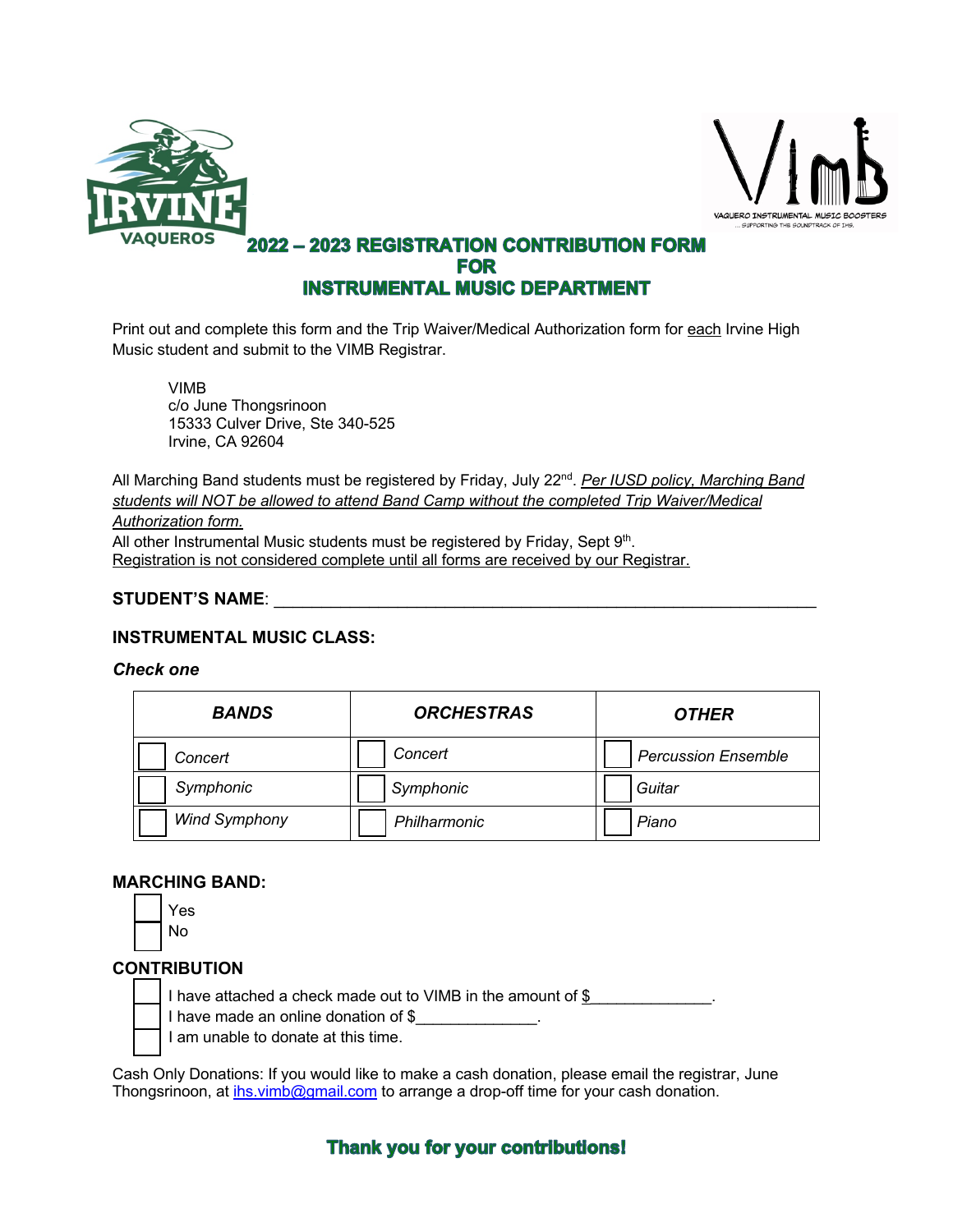# 2022 – 2023 REGISTRATION CONTRIBUTION FORM FOR INSTRUMENTAL MUSIC DEPARTMENT

Print out and complete this form and the Trip Waiver/Medical Authorization form for <u>each</u> Irvine High Music student and submit to the VIMB Registrar.

VIMB
c/o June Thongsrinoon
15333 Culver Drive, Ste 340-525
Irvine, CA 92604

All Marching Band students must be registered by Friday, July 22nd. *<u>Per IUSD policy, Marching Band students will NOT be allowed to attend Band Camp without the completed Trip Waiver/Medical Authorization form.</u>*
All other Instrumental Music students must be registered by Friday, Sept 9th.
<u>Registration is not considered complete until all forms are received by our Registrar.</u>

**STUDENT'S NAME**: ____________________________________________________________

**INSTRUMENTAL MUSIC CLASS:**

***Check one***

| ***BANDS*** | ***ORCHESTRAS*** | ***OTHER*** |
|---|---|---|
| ☐ *Concert* | ☐ *Concert* | ☐ *Percussion Ensemble* |
| ☐ *Symphonic* | ☐ *Symphonic* | ☐ *Guitar* |
| ☐ *Wind Symphony* | ☐ *Philharmonic* | ☐ *Piano* |

**MARCHING BAND:**

☐ Yes
☐ No

**CONTRIBUTION**

☐ I have attached a check made out to VIMB in the amount of $______________.
☐ I have made an online donation of $______________.
☐ I am unable to donate at this time.

Cash Only Donations: If you would like to make a cash donation, please email the registrar, June Thongsrinoon, at ihs.vimb@gmail.com to arrange a drop-off time for your cash donation.

**Thank you for your contributions!**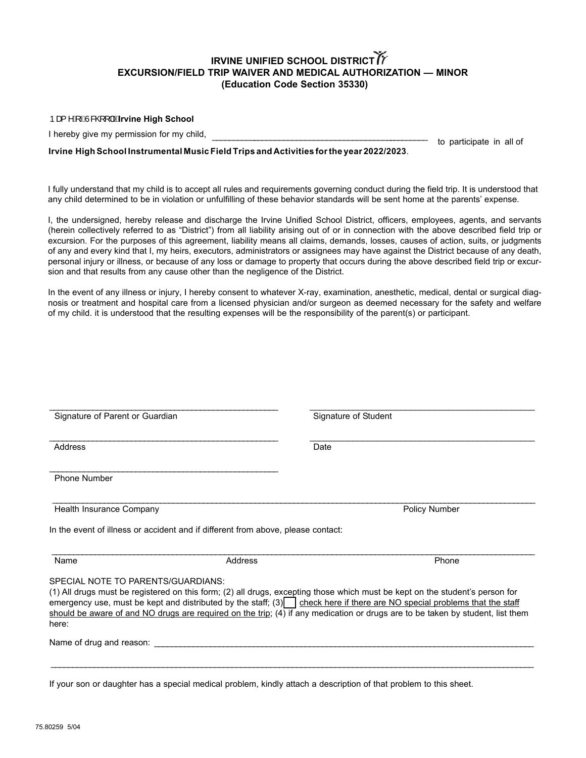# IRVINE UNIFIED SCHOOL DISTRICT
## EXCURSION/FIELD TRIP WAIVER AND MEDICAL AUTHORIZATION — MINOR
### (Education Code Section 35330)

Name of School: **Irvine High School**

I hereby give my permission for my child, ____________________________________________ to participate in all of **Irvine High School Instrumental Music Field Trips and Activities for the year 2022/2023**.

I fully understand that my child is to accept all rules and requirements governing conduct during the field trip. It is understood that any child determined to be in violation or unfulfilling of these behavior standards will be sent home at the parents' expense.

I, the undersigned, hereby release and discharge the Irvine Unified School District, officers, employees, agents, and servants (herein collectively referred to as "District") from all liability arising out of or in connection with the above described field trip or excursion. For the purposes of this agreement, liability means all claims, demands, losses, causes of action, suits, or judgments of any and every kind that I, my heirs, executors, administrators or assignees may have against the District because of any death, personal injury or illness, or because of any loss or damage to property that occurs during the above described field trip or excursion and that results from any cause other than the negligence of the District.

In the event of any illness or injury, I hereby consent to whatever X-ray, examination, anesthetic, medical, dental or surgical diagnosis or treatment and hospital care from a licensed physician and/or surgeon as deemed necessary for the safety and welfare of my child. it is understood that the resulting expenses will be the responsibility of the parent(s) or participant.

_____________________________________________ Signature of Parent or Guardian

_____________________________________________ Signature of Student

_____________________________________________ Address

_____________________________________________ Date

_____________________________________________ Phone Number

_____________________________________________ Health Insurance Company &emsp; Policy Number

In the event of illness or accident and if different from above, please contact:

_____________________________________________ Name &emsp; Address &emsp; Phone

SPECIAL NOTE TO PARENTS/GUARDIANS:
(1) All drugs must be registered on this form; (2) all drugs, excepting those which must be kept on the student's person for emergency use, must be kept and distributed by the staff; (3) ☐ check here if there are NO special problems that the staff should be aware of and NO drugs are required on the trip; (4) if any medication or drugs are to be taken by student, list them here:

Name of drug and reason: _____________________________________________

_____________________________________________

If your son or daughter has a special medical problem, kindly attach a description of that problem to this sheet.

75.80259 5/04